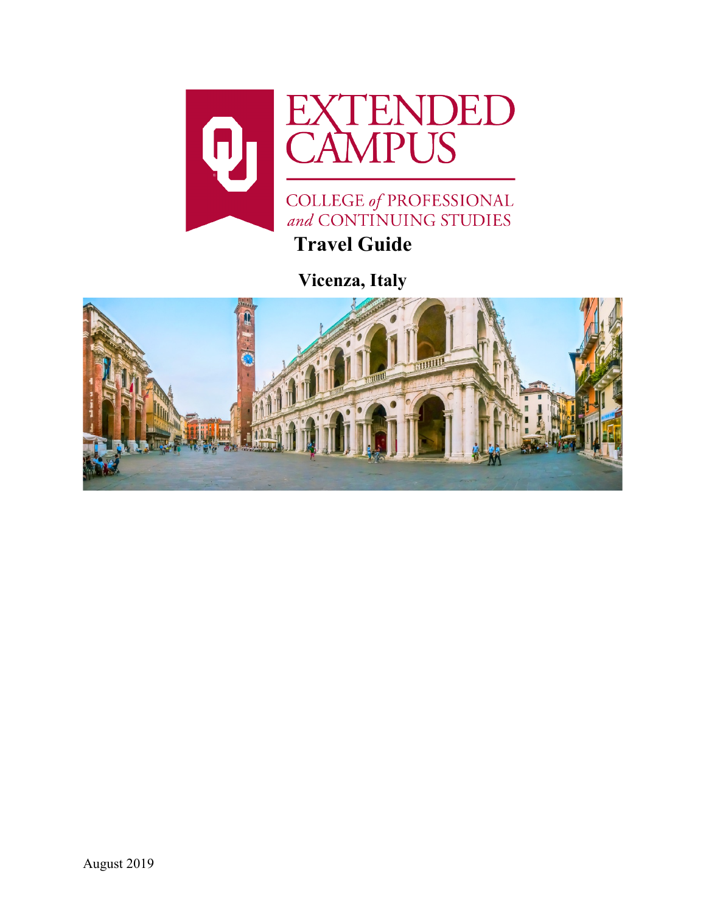EXTENDED CAMPUS

COLLEGE *of* PROFESSIONAL *and* CONTINUING STUDIES

# Travel Guide

## Vicenza, Italy

August 2019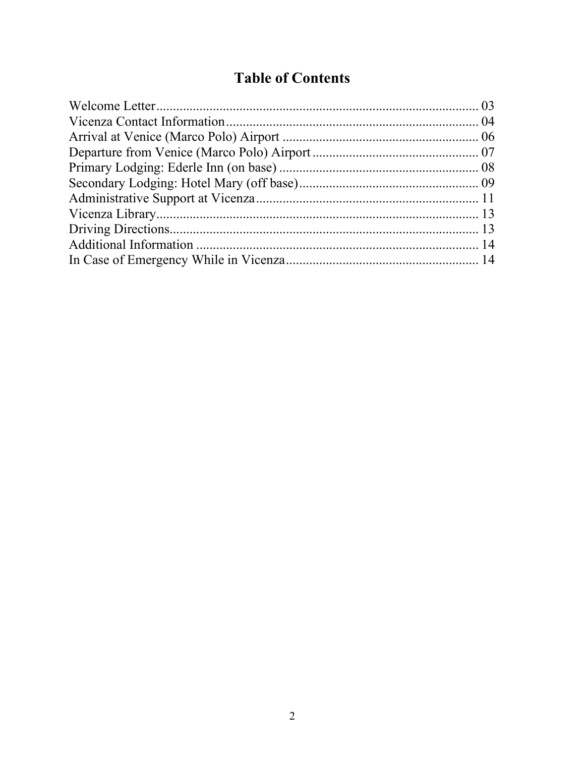# Table of Contents

Welcome Letter................................................................................................ 03
Vicenza Contact Information........................................................................... 04
Arrival at Venice (Marco Polo) Airport .......................................................... 06
Departure from Venice (Marco Polo) Airport ................................................. 07
Primary Lodging: Ederle Inn (on base) ........................................................... 08
Secondary Lodging: Hotel Mary (off base)..................................................... 09
Administrative Support at Vicenza.................................................................. 11
Vicenza Library................................................................................................ 13
Driving Directions............................................................................................ 13
Additional Information .................................................................................... 14
In Case of Emergency While in Vicenza......................................................... 14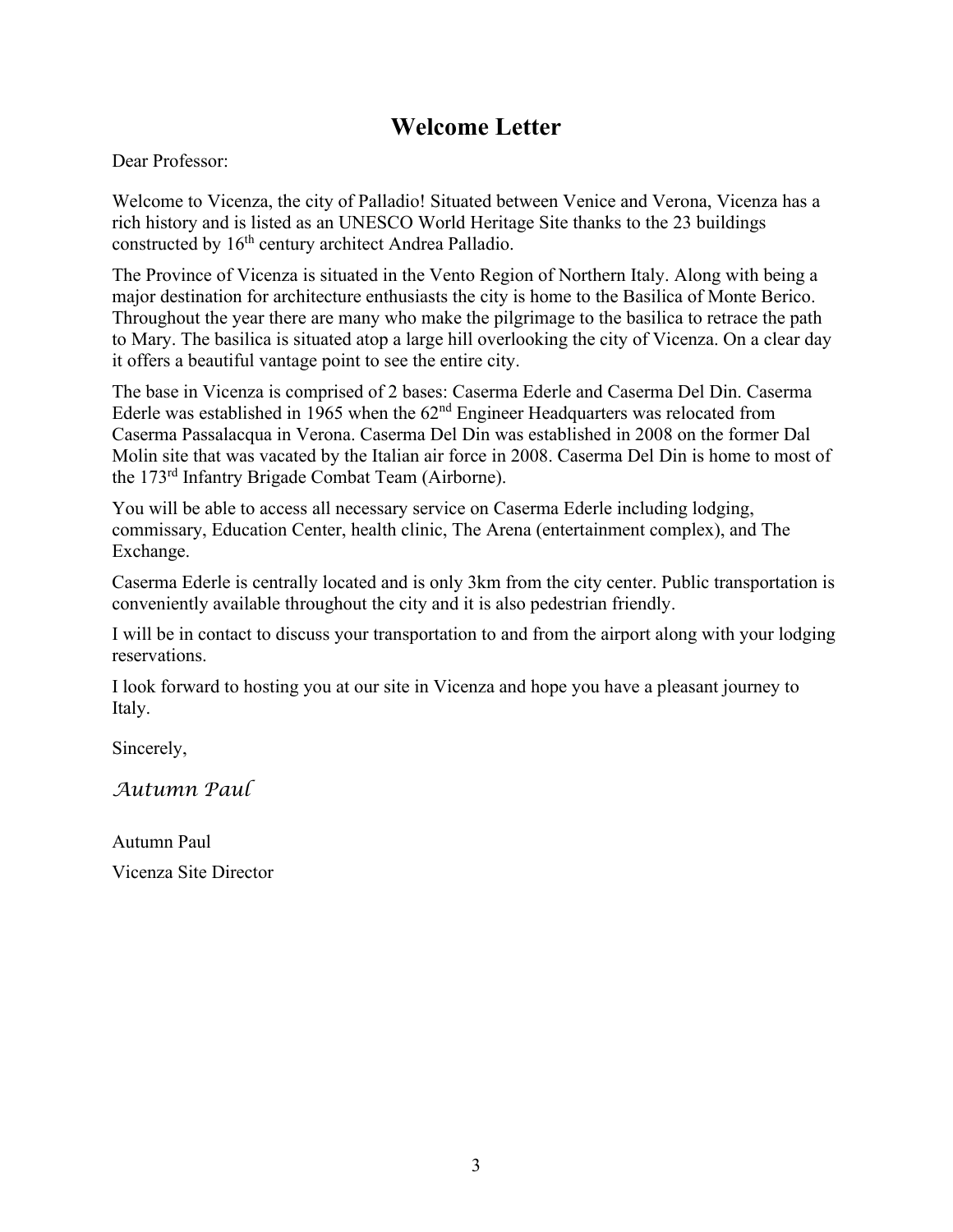# Welcome Letter

Dear Professor:

Welcome to Vicenza, the city of Palladio! Situated between Venice and Verona, Vicenza has a rich history and is listed as an UNESCO World Heritage Site thanks to the 23 buildings constructed by 16th century architect Andrea Palladio.

The Province of Vicenza is situated in the Vento Region of Northern Italy. Along with being a major destination for architecture enthusiasts the city is home to the Basilica of Monte Berico. Throughout the year there are many who make the pilgrimage to the basilica to retrace the path to Mary. The basilica is situated atop a large hill overlooking the city of Vicenza. On a clear day it offers a beautiful vantage point to see the entire city.

The base in Vicenza is comprised of 2 bases: Caserma Ederle and Caserma Del Din. Caserma Ederle was established in 1965 when the 62nd Engineer Headquarters was relocated from Caserma Passalacqua in Verona. Caserma Del Din was established in 2008 on the former Dal Molin site that was vacated by the Italian air force in 2008. Caserma Del Din is home to most of the 173rd Infantry Brigade Combat Team (Airborne).

You will be able to access all necessary service on Caserma Ederle including lodging, commissary, Education Center, health clinic, The Arena (entertainment complex), and The Exchange.

Caserma Ederle is centrally located and is only 3km from the city center. Public transportation is conveniently available throughout the city and it is also pedestrian friendly.

I will be in contact to discuss your transportation to and from the airport along with your lodging reservations.

I look forward to hosting you at our site in Vicenza and hope you have a pleasant journey to Italy.

Sincerely,

*Autumn Paul*

Autumn Paul

Vicenza Site Director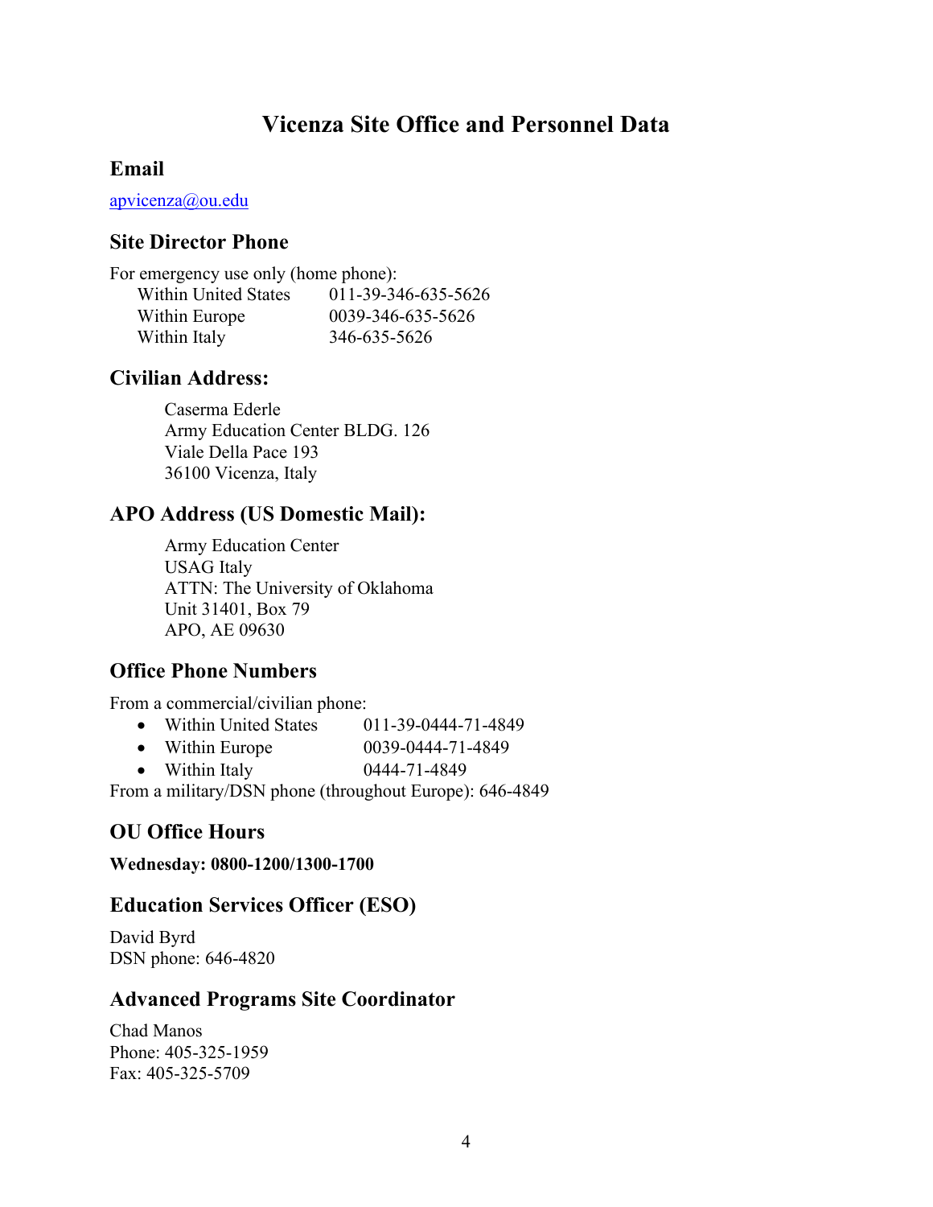# Vicenza Site Office and Personnel Data

## Email

apvicenza@ou.edu

## Site Director Phone

For emergency use only (home phone):

| | |
|---|---|
| Within United States | 011-39-346-635-5626 |
| Within Europe | 0039-346-635-5626 |
| Within Italy | 346-635-5626 |

## Civilian Address:

Caserma Ederle
Army Education Center BLDG. 126
Viale Della Pace 193
36100 Vicenza, Italy

## APO Address (US Domestic Mail):

Army Education Center
USAG Italy
ATTN: The University of Oklahoma
Unit 31401, Box 79
APO, AE 09630

## Office Phone Numbers

From a commercial/civilian phone:

- Within United States 011-39-0444-71-4849
- Within Europe 0039-0444-71-4849
- Within Italy 0444-71-4849

From a military/DSN phone (throughout Europe): 646-4849

## OU Office Hours

**Wednesday: 0800-1200/1300-1700**

## Education Services Officer (ESO)

David Byrd
DSN phone: 646-4820

## Advanced Programs Site Coordinator

Chad Manos
Phone: 405-325-1959
Fax: 405-325-5709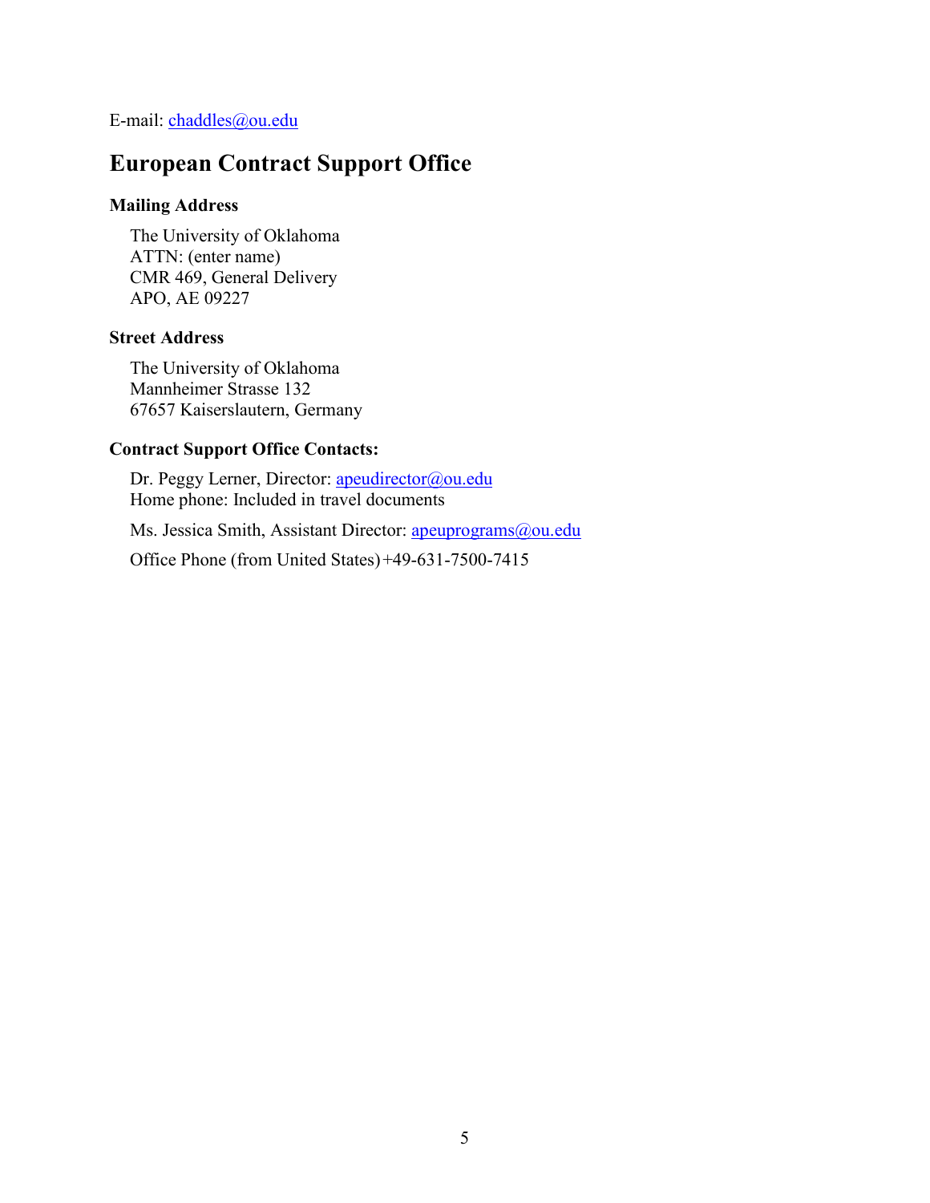E-mail: chaddles@ou.edu

## European Contract Support Office

### Mailing Address

The University of Oklahoma  
ATTN: (enter name)  
CMR 469, General Delivery  
APO, AE 09227

### Street Address

The University of Oklahoma  
Mannheimer Strasse 132  
67657 Kaiserslautern, Germany

### Contract Support Office Contacts:

Dr. Peggy Lerner, Director: apeudirector@ou.edu  
Home phone: Included in travel documents

Ms. Jessica Smith, Assistant Director: apeuprograms@ou.edu

Office Phone (from United States) +49-631-7500-7415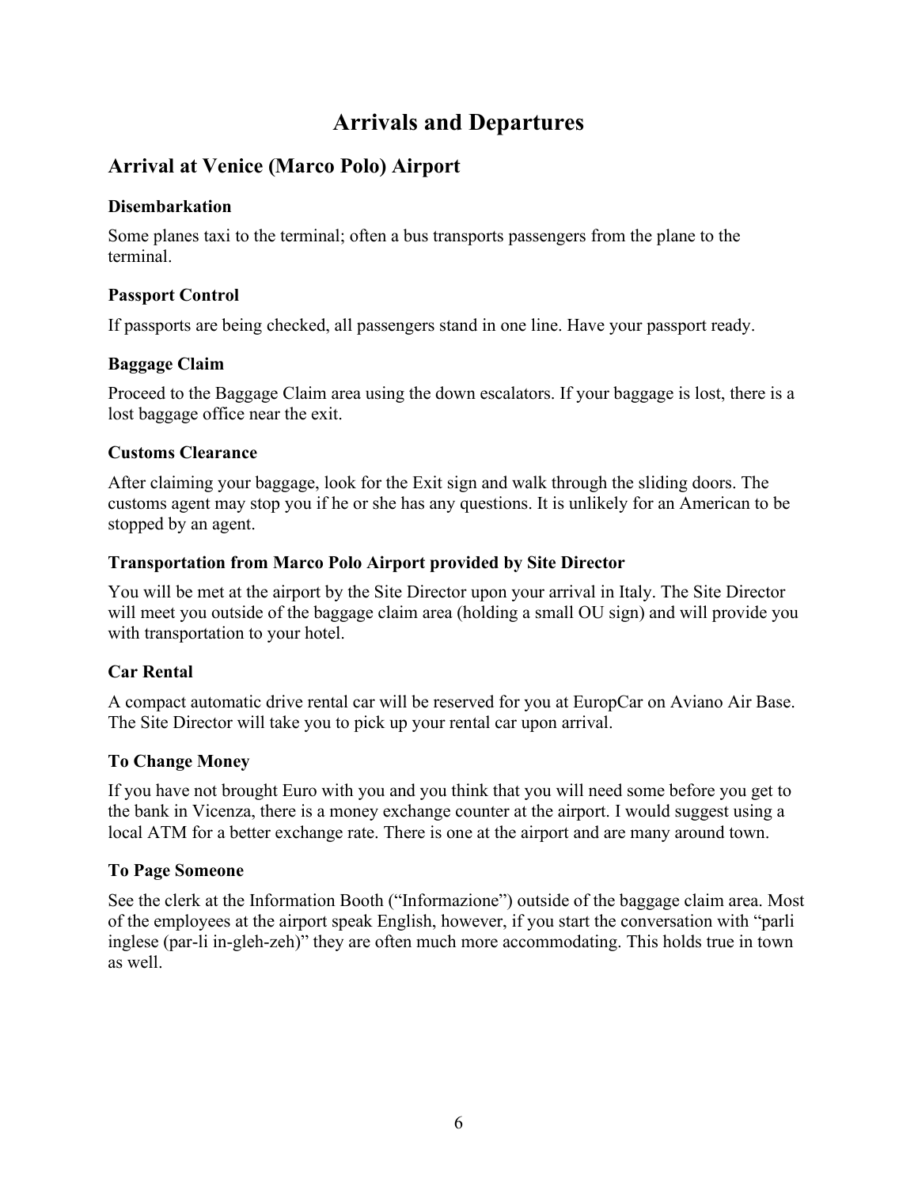# Arrivals and Departures

## Arrival at Venice (Marco Polo) Airport

### Disembarkation

Some planes taxi to the terminal; often a bus transports passengers from the plane to the terminal.

### Passport Control

If passports are being checked, all passengers stand in one line. Have your passport ready.

### Baggage Claim

Proceed to the Baggage Claim area using the down escalators. If your baggage is lost, there is a lost baggage office near the exit.

### Customs Clearance

After claiming your baggage, look for the Exit sign and walk through the sliding doors. The customs agent may stop you if he or she has any questions. It is unlikely for an American to be stopped by an agent.

### Transportation from Marco Polo Airport provided by Site Director

You will be met at the airport by the Site Director upon your arrival in Italy. The Site Director will meet you outside of the baggage claim area (holding a small OU sign) and will provide you with transportation to your hotel.

### Car Rental

A compact automatic drive rental car will be reserved for you at EuropCar on Aviano Air Base. The Site Director will take you to pick up your rental car upon arrival.

### To Change Money

If you have not brought Euro with you and you think that you will need some before you get to the bank in Vicenza, there is a money exchange counter at the airport. I would suggest using a local ATM for a better exchange rate. There is one at the airport and are many around town.

### To Page Someone

See the clerk at the Information Booth ("Informazione") outside of the baggage claim area. Most of the employees at the airport speak English, however, if you start the conversation with "parli inglese (par-li in-gleh-zeh)" they are often much more accommodating. This holds true in town as well.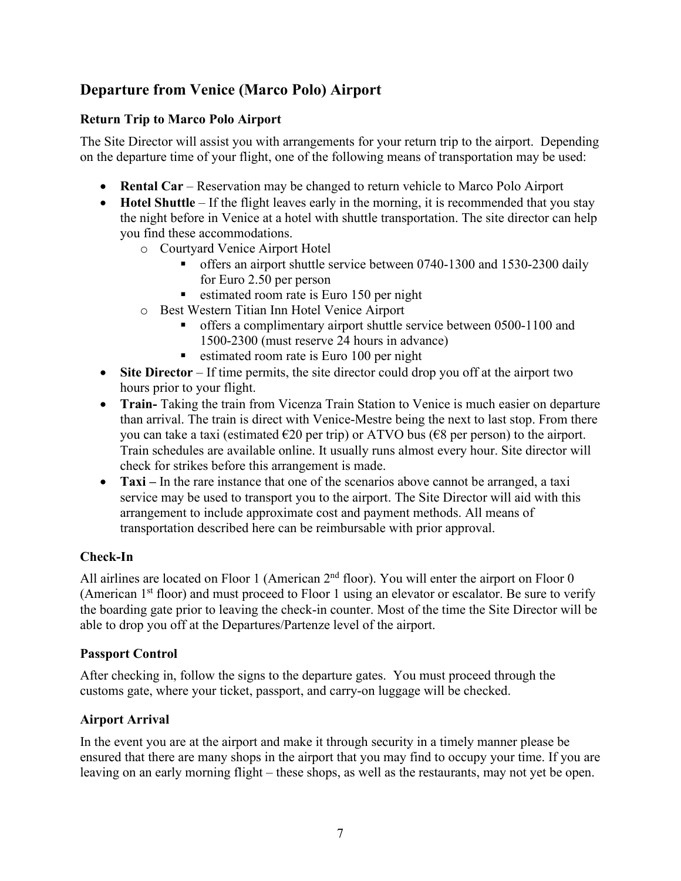## Departure from Venice (Marco Polo) Airport

### Return Trip to Marco Polo Airport

The Site Director will assist you with arrangements for your return trip to the airport. Depending on the departure time of your flight, one of the following means of transportation may be used:

- **Rental Car** – Reservation may be changed to return vehicle to Marco Polo Airport
- **Hotel Shuttle** – If the flight leaves early in the morning, it is recommended that you stay the night before in Venice at a hotel with shuttle transportation. The site director can help you find these accommodations.
  - Courtyard Venice Airport Hotel
    - offers an airport shuttle service between 0740-1300 and 1530-2300 daily for Euro 2.50 per person
    - estimated room rate is Euro 150 per night
  - Best Western Titian Inn Hotel Venice Airport
    - offers a complimentary airport shuttle service between 0500-1100 and 1500-2300 (must reserve 24 hours in advance)
    - estimated room rate is Euro 100 per night
- **Site Director** – If time permits, the site director could drop you off at the airport two hours prior to your flight.
- **Train-** Taking the train from Vicenza Train Station to Venice is much easier on departure than arrival. The train is direct with Venice-Mestre being the next to last stop. From there you can take a taxi (estimated €20 per trip) or ATVO bus (€8 per person) to the airport. Train schedules are available online. It usually runs almost every hour. Site director will check for strikes before this arrangement is made.
- **Taxi –** In the rare instance that one of the scenarios above cannot be arranged, a taxi service may be used to transport you to the airport. The Site Director will aid with this arrangement to include approximate cost and payment methods. All means of transportation described here can be reimbursable with prior approval.

### Check-In

All airlines are located on Floor 1 (American 2nd floor). You will enter the airport on Floor 0 (American 1st floor) and must proceed to Floor 1 using an elevator or escalator. Be sure to verify the boarding gate prior to leaving the check-in counter. Most of the time the Site Director will be able to drop you off at the Departures/Partenze level of the airport.

### Passport Control

After checking in, follow the signs to the departure gates. You must proceed through the customs gate, where your ticket, passport, and carry-on luggage will be checked.

### Airport Arrival

In the event you are at the airport and make it through security in a timely manner please be ensured that there are many shops in the airport that you may find to occupy your time. If you are leaving on an early morning flight – these shops, as well as the restaurants, may not yet be open.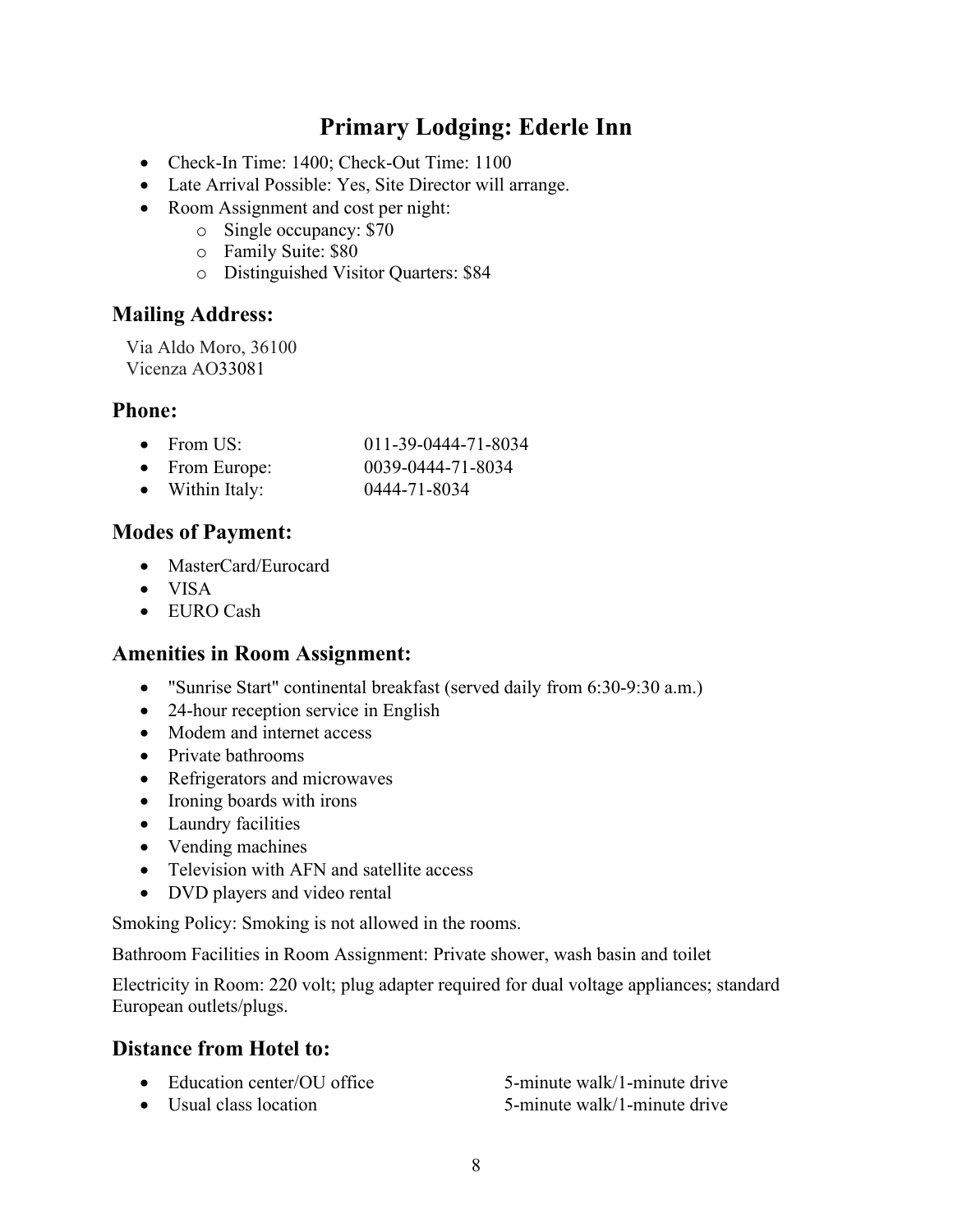# Primary Lodging: Ederle Inn

- Check-In Time: 1400; Check-Out Time: 1100
- Late Arrival Possible: Yes, Site Director will arrange.
- Room Assignment and cost per night:
  - Single occupancy: $70
  - Family Suite: $80
  - Distinguished Visitor Quarters: $84

## Mailing Address:

Via Aldo Moro, 36100
Vicenza AO33081

## Phone:

- From US: 011-39-0444-71-8034
- From Europe: 0039-0444-71-8034
- Within Italy: 0444-71-8034

## Modes of Payment:

- MasterCard/Eurocard
- VISA
- EURO Cash

## Amenities in Room Assignment:

- "Sunrise Start" continental breakfast (served daily from 6:30-9:30 a.m.)
- 24-hour reception service in English
- Modem and internet access
- Private bathrooms
- Refrigerators and microwaves
- Ironing boards with irons
- Laundry facilities
- Vending machines
- Television with AFN and satellite access
- DVD players and video rental

Smoking Policy: Smoking is not allowed in the rooms.

Bathroom Facilities in Room Assignment: Private shower, wash basin and toilet

Electricity in Room: 220 volt; plug adapter required for dual voltage appliances; standard European outlets/plugs.

## Distance from Hotel to:

- Education center/OU office 5-minute walk/1-minute drive
- Usual class location 5-minute walk/1-minute drive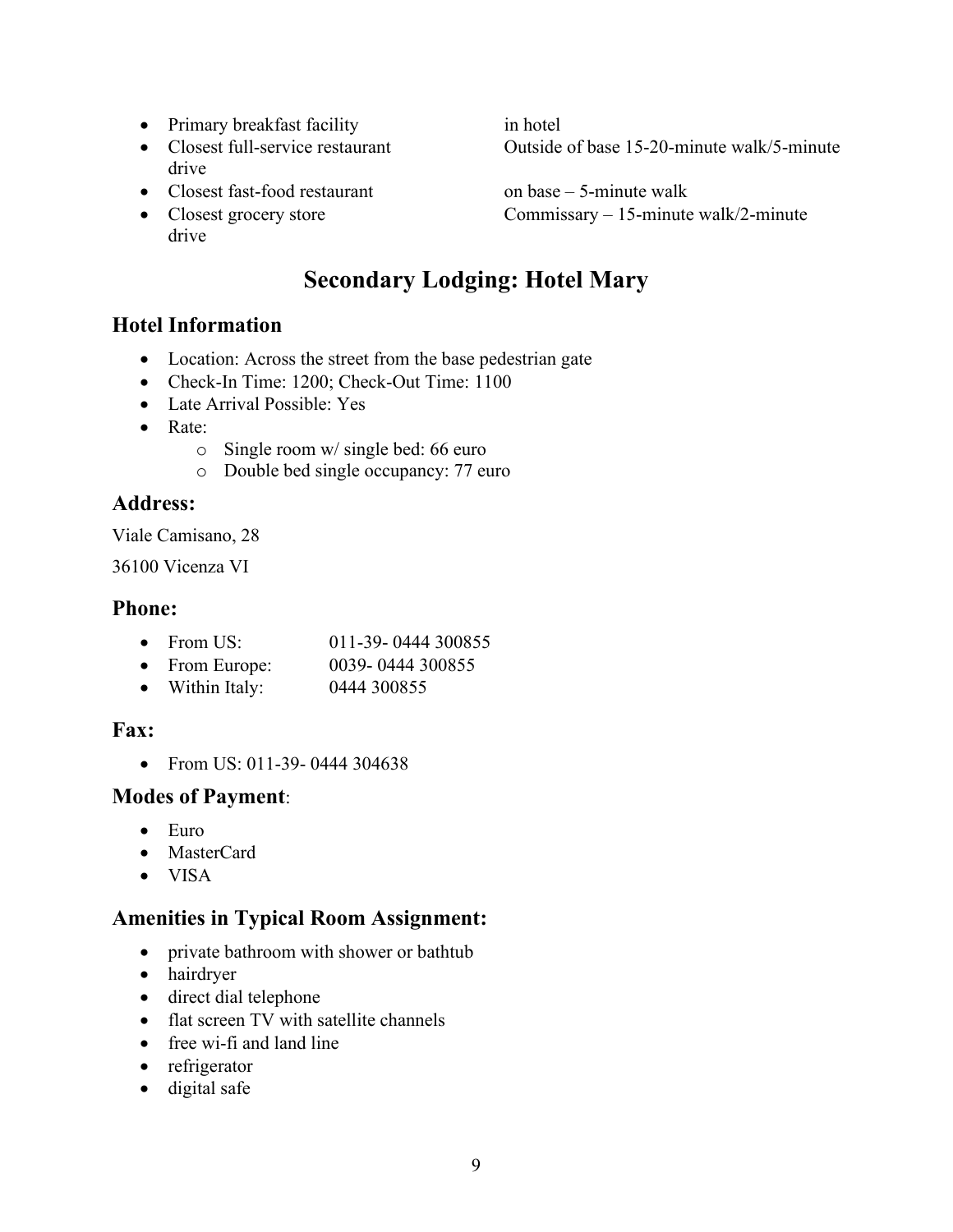- Primary breakfast facility — in hotel
- Closest full-service restaurant — Outside of base 15-20-minute walk/5-minute drive
- Closest fast-food restaurant — on base – 5-minute walk
- Closest grocery store — Commissary – 15-minute walk/2-minute drive

# Secondary Lodging: Hotel Mary

## Hotel Information

- Location: Across the street from the base pedestrian gate
- Check-In Time: 1200; Check-Out Time: 1100
- Late Arrival Possible: Yes
- Rate:
  - Single room w/ single bed: 66 euro
  - Double bed single occupancy: 77 euro

## Address:

Viale Camisano, 28

36100 Vicenza VI

## Phone:

- From US: 011-39- 0444 300855
- From Europe: 0039- 0444 300855
- Within Italy: 0444 300855

## Fax:

- From US: 011-39- 0444 304638

## Modes of Payment:

- Euro
- MasterCard
- VISA

## Amenities in Typical Room Assignment:

- private bathroom with shower or bathtub
- hairdryer
- direct dial telephone
- flat screen TV with satellite channels
- free wi-fi and land line
- refrigerator
- digital safe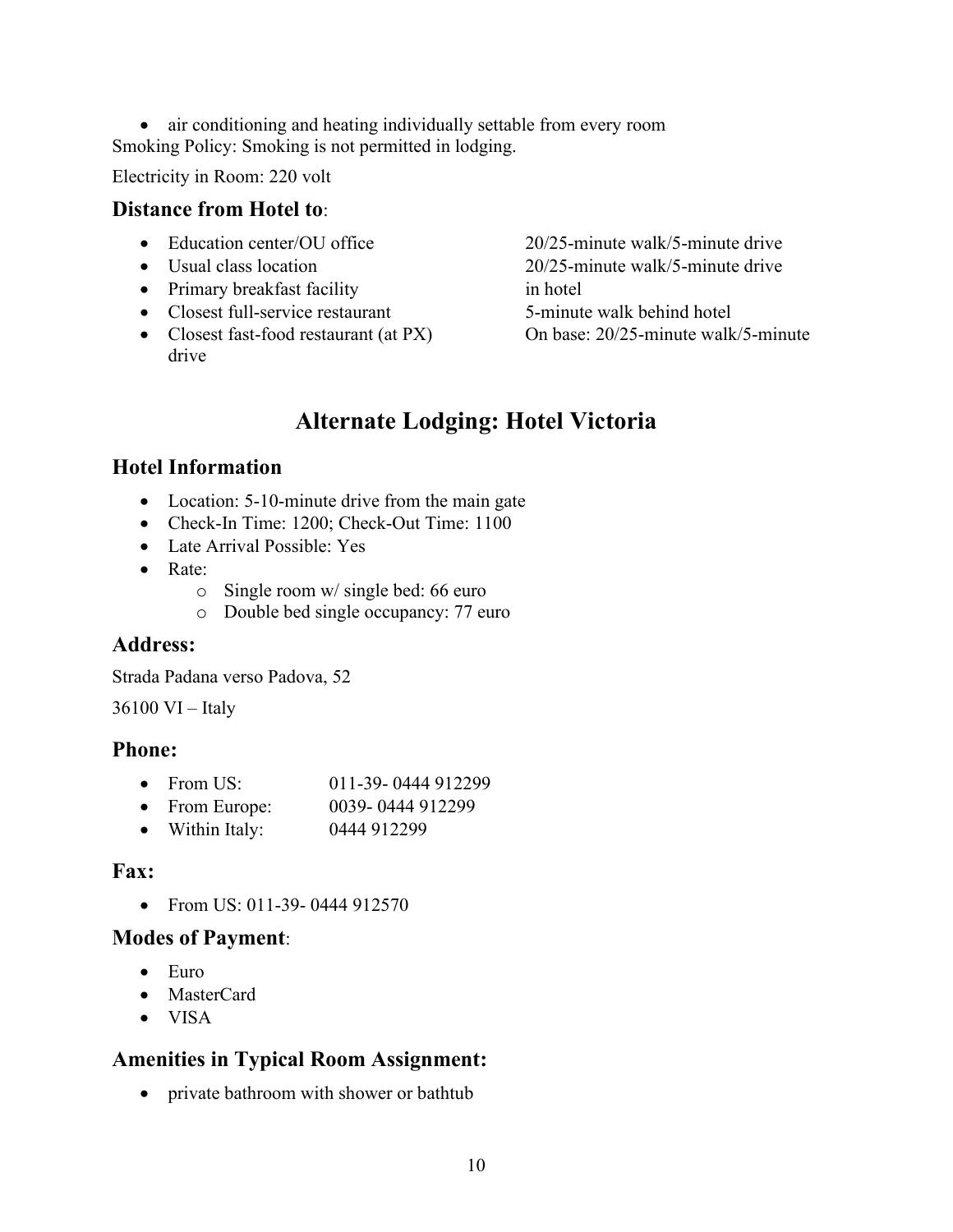- air conditioning and heating individually settable from every room

Smoking Policy: Smoking is not permitted in lodging.

Electricity in Room: 220 volt

### Distance from Hotel to:

- Education center/OU office — 20/25-minute walk/5-minute drive
- Usual class location — 20/25-minute walk/5-minute drive
- Primary breakfast facility — in hotel
- Closest full-service restaurant — 5-minute walk behind hotel
- Closest fast-food restaurant (at PX) — On base: 20/25-minute walk/5-minute drive

## Alternate Lodging: Hotel Victoria

### Hotel Information

- Location: 5-10-minute drive from the main gate
- Check-In Time: 1200; Check-Out Time: 1100
- Late Arrival Possible: Yes
- Rate:
  - Single room w/ single bed: 66 euro
  - Double bed single occupancy: 77 euro

### Address:

Strada Padana verso Padova, 52

36100 VI – Italy

### Phone:

- From US: 011-39- 0444 912299
- From Europe: 0039- 0444 912299
- Within Italy: 0444 912299

### Fax:

- From US: 011-39- 0444 912570

### Modes of Payment:

- Euro
- MasterCard
- VISA

### Amenities in Typical Room Assignment:

- private bathroom with shower or bathtub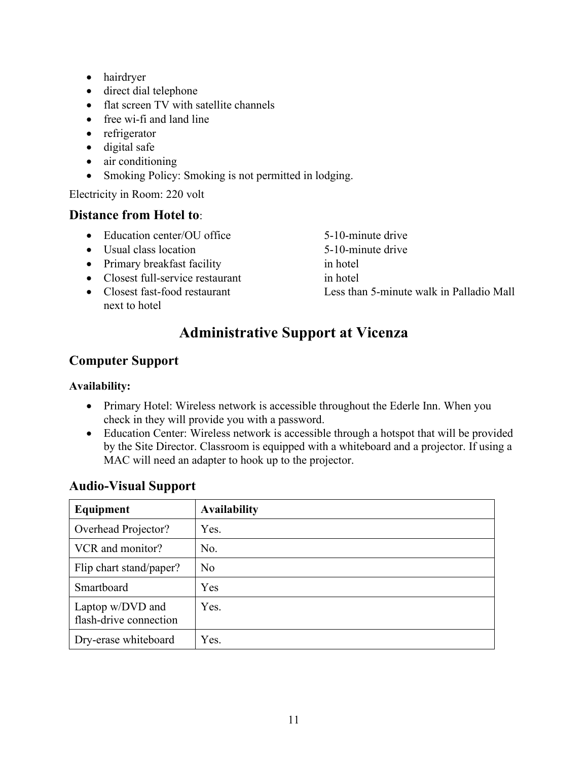- hairdryer
- direct dial telephone
- flat screen TV with satellite channels
- free wi-fi and land line
- refrigerator
- digital safe
- air conditioning
- Smoking Policy: Smoking is not permitted in lodging.

Electricity in Room: 220 volt

### Distance from Hotel to:

| | |
|---|---|
| • Education center/OU office | 5-10-minute drive |
| • Usual class location | 5-10-minute drive |
| • Primary breakfast facility | in hotel |
| • Closest full-service restaurant | in hotel |
| • Closest fast-food restaurant next to hotel | Less than 5-minute walk in Palladio Mall |

## Administrative Support at Vicenza

### Computer Support

**Availability:**

- Primary Hotel: Wireless network is accessible throughout the Ederle Inn. When you check in they will provide you with a password.
- Education Center: Wireless network is accessible through a hotspot that will be provided by the Site Director. Classroom is equipped with a whiteboard and a projector. If using a MAC will need an adapter to hook up to the projector.

### Audio-Visual Support

| Equipment | Availability |
|---|---|
| Overhead Projector? | Yes. |
| VCR and monitor? | No. |
| Flip chart stand/paper? | No |
| Smartboard | Yes |
| Laptop w/DVD and flash-drive connection | Yes. |
| Dry-erase whiteboard | Yes. |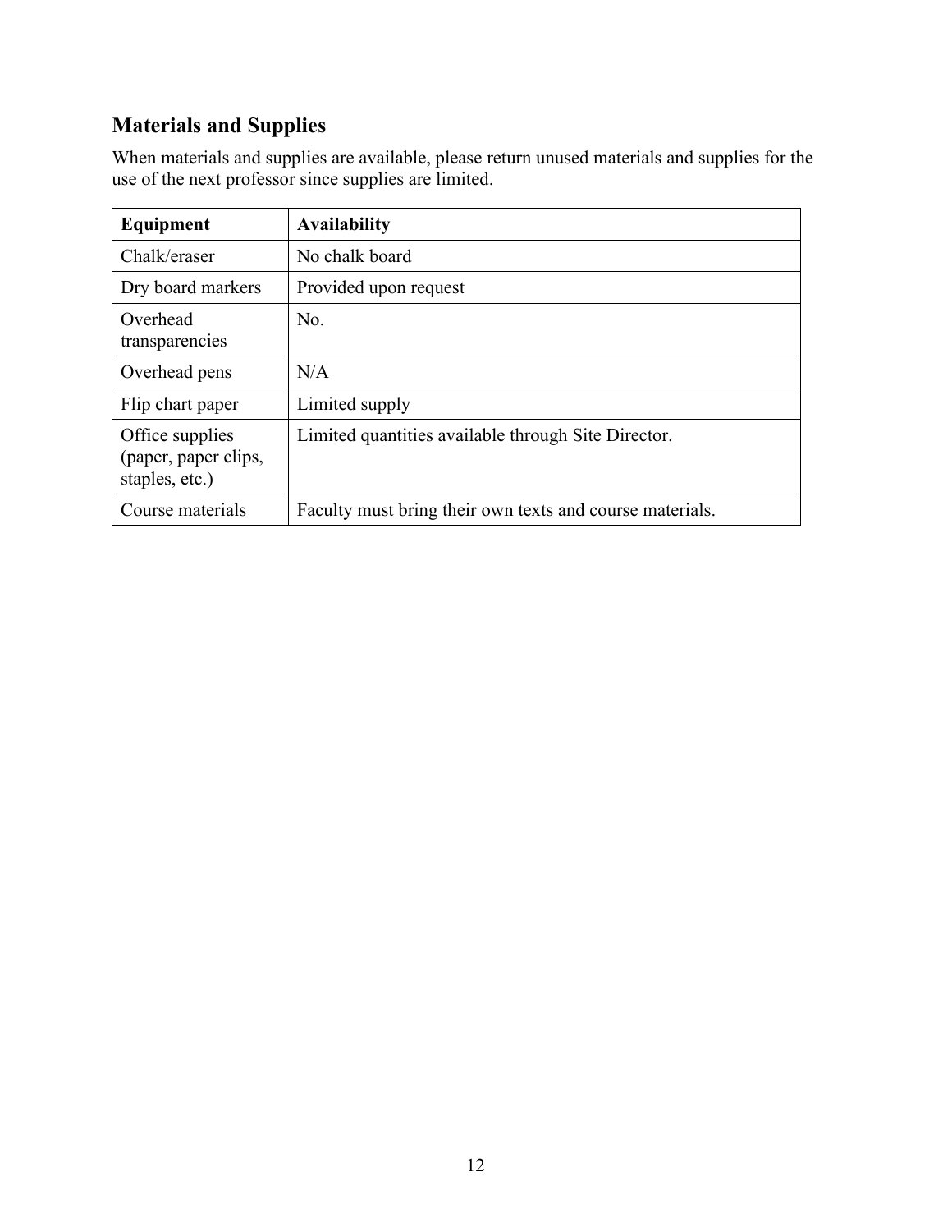## Materials and Supplies

When materials and supplies are available, please return unused materials and supplies for the use of the next professor since supplies are limited.

| Equipment | Availability |
| --- | --- |
| Chalk/eraser | No chalk board |
| Dry board markers | Provided upon request |
| Overhead transparencies | No. |
| Overhead pens | N/A |
| Flip chart paper | Limited supply |
| Office supplies (paper, paper clips, staples, etc.) | Limited quantities available through Site Director. |
| Course materials | Faculty must bring their own texts and course materials. |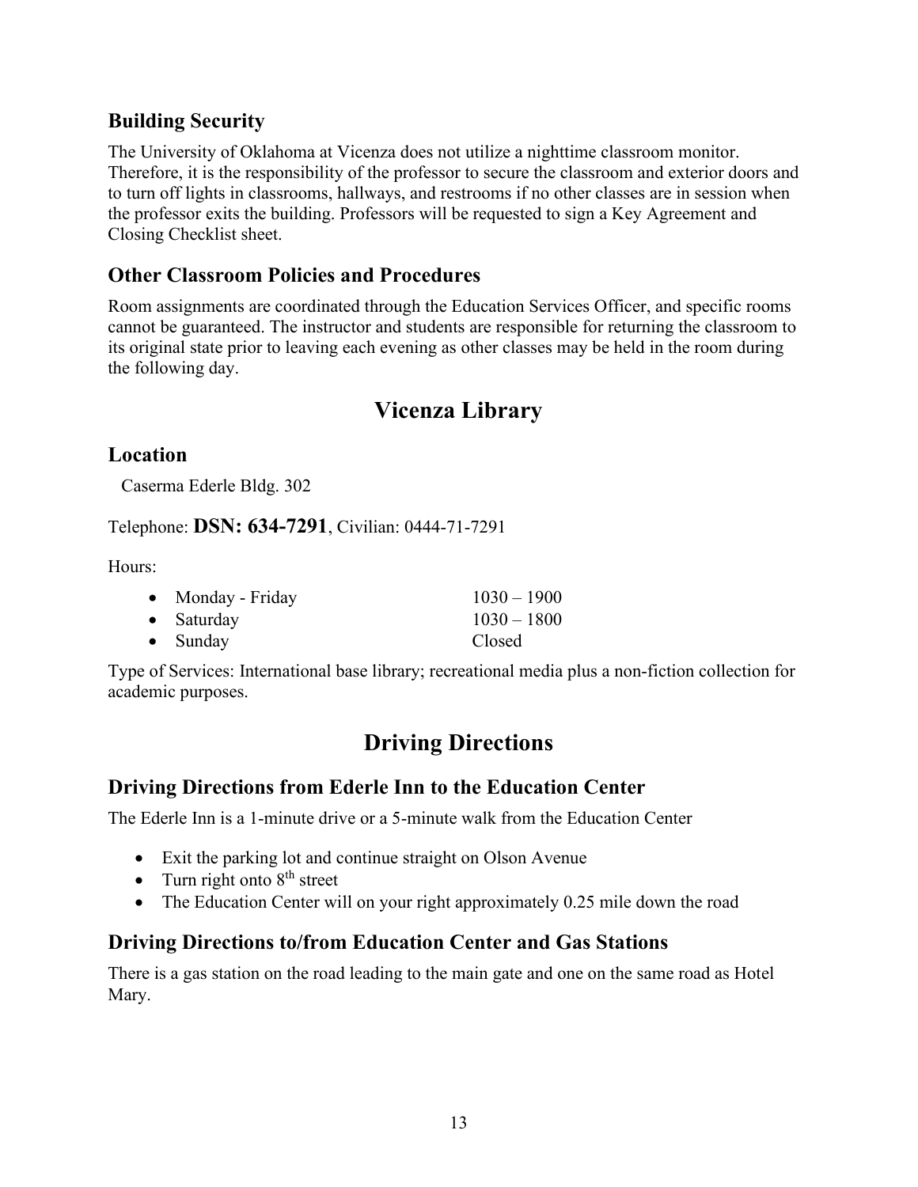## Building Security

The University of Oklahoma at Vicenza does not utilize a nighttime classroom monitor. Therefore, it is the responsibility of the professor to secure the classroom and exterior doors and to turn off lights in classrooms, hallways, and restrooms if no other classes are in session when the professor exits the building. Professors will be requested to sign a Key Agreement and Closing Checklist sheet.

## Other Classroom Policies and Procedures

Room assignments are coordinated through the Education Services Officer, and specific rooms cannot be guaranteed. The instructor and students are responsible for returning the classroom to its original state prior to leaving each evening as other classes may be held in the room during the following day.

# Vicenza Library

## Location

Caserma Ederle Bldg. 302

Telephone: **DSN: 634-7291**, Civilian: 0444-71-7291

Hours:

- Monday - Friday 1030 – 1900
- Saturday 1030 – 1800
- Sunday Closed

Type of Services: International base library; recreational media plus a non-fiction collection for academic purposes.

# Driving Directions

## Driving Directions from Ederle Inn to the Education Center

The Ederle Inn is a 1-minute drive or a 5-minute walk from the Education Center

- Exit the parking lot and continue straight on Olson Avenue
- Turn right onto 8th street
- The Education Center will on your right approximately 0.25 mile down the road

## Driving Directions to/from Education Center and Gas Stations

There is a gas station on the road leading to the main gate and one on the same road as Hotel Mary.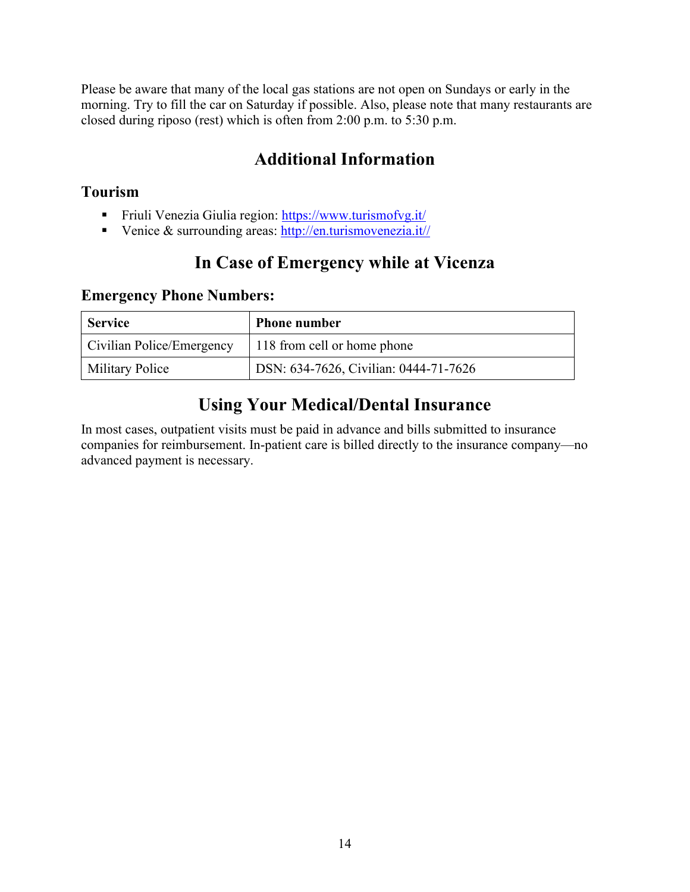Please be aware that many of the local gas stations are not open on Sundays or early in the morning. Try to fill the car on Saturday if possible. Also, please note that many restaurants are closed during riposo (rest) which is often from 2:00 p.m. to 5:30 p.m.

## Additional Information

### Tourism

- Friuli Venezia Giulia region: https://www.turismofvg.it/
- Venice & surrounding areas: http://en.turismovenezia.it//

## In Case of Emergency while at Vicenza

### Emergency Phone Numbers:

| Service | Phone number |
| --- | --- |
| Civilian Police/Emergency | 118 from cell or home phone |
| Military Police | DSN: 634-7626, Civilian: 0444-71-7626 |

## Using Your Medical/Dental Insurance

In most cases, outpatient visits must be paid in advance and bills submitted to insurance companies for reimbursement. In-patient care is billed directly to the insurance company—no advanced payment is necessary.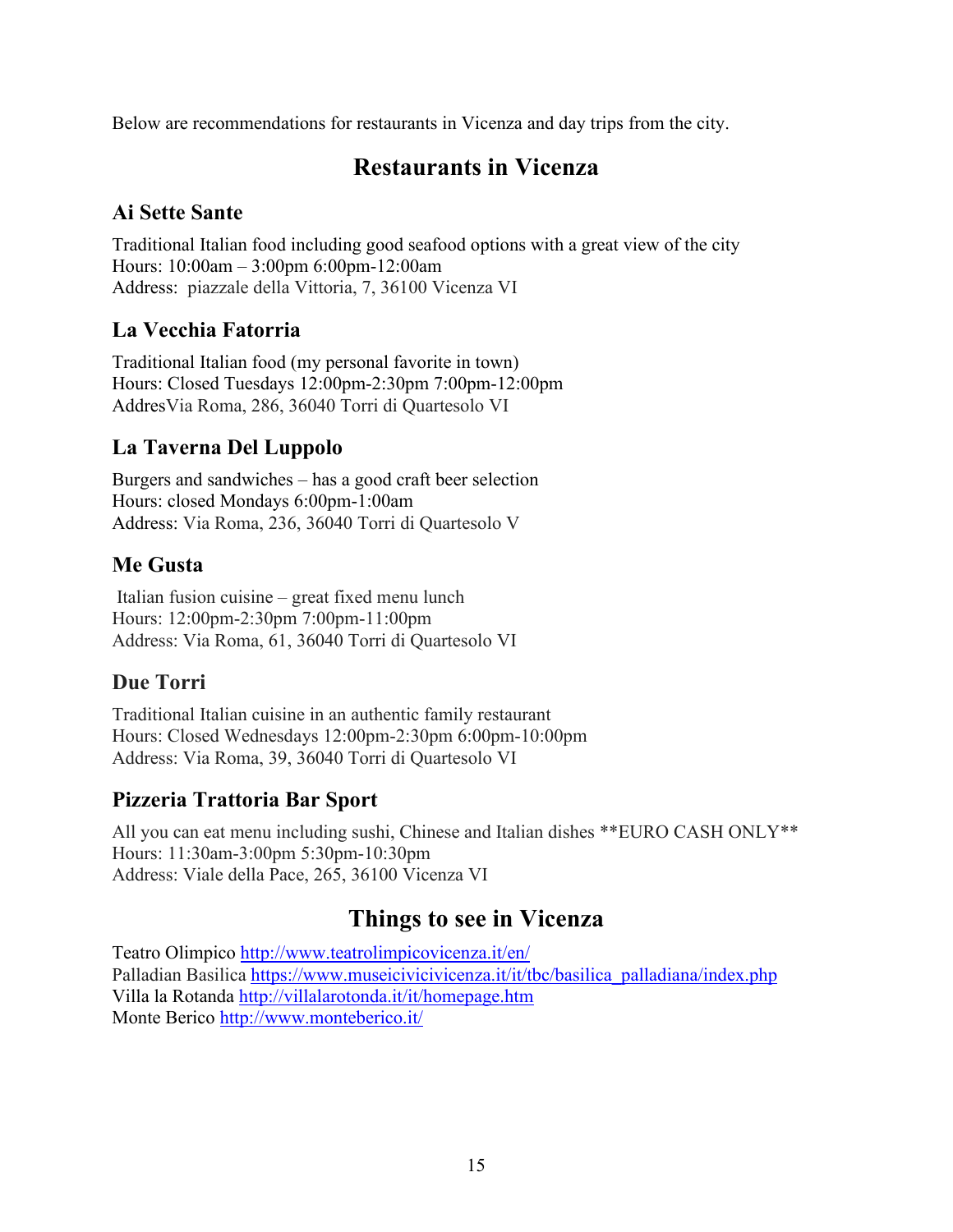Below are recommendations for restaurants in Vicenza and day trips from the city.

# Restaurants in Vicenza

## Ai Sette Sante

Traditional Italian food including good seafood options with a great view of the city
Hours: 10:00am – 3:00pm 6:00pm-12:00am
Address: piazzale della Vittoria, 7, 36100 Vicenza VI

## La Vecchia Fatorria

Traditional Italian food (my personal favorite in town)
Hours: Closed Tuesdays 12:00pm-2:30pm 7:00pm-12:00pm
AddresVia Roma, 286, 36040 Torri di Quartesolo VI

## La Taverna Del Luppolo

Burgers and sandwiches – has a good craft beer selection
Hours: closed Mondays 6:00pm-1:00am
Address: Via Roma, 236, 36040 Torri di Quartesolo V

## Me Gusta

Italian fusion cuisine – great fixed menu lunch
Hours: 12:00pm-2:30pm 7:00pm-11:00pm
Address: Via Roma, 61, 36040 Torri di Quartesolo VI

## Due Torri

Traditional Italian cuisine in an authentic family restaurant
Hours: Closed Wednesdays 12:00pm-2:30pm 6:00pm-10:00pm
Address: Via Roma, 39, 36040 Torri di Quartesolo VI

## Pizzeria Trattoria Bar Sport

All you can eat menu including sushi, Chinese and Italian dishes **EURO CASH ONLY**
Hours: 11:30am-3:00pm 5:30pm-10:30pm
Address: Viale della Pace, 265, 36100 Vicenza VI

# Things to see in Vicenza

Teatro Olimpico http://www.teatrolimpicovicenza.it/en/
Palladian Basilica https://www.museicivicivicenza.it/it/tbc/basilica_palladiana/index.php
Villa la Rotanda http://villalarotonda.it/it/homepage.htm
Monte Berico http://www.monteberico.it/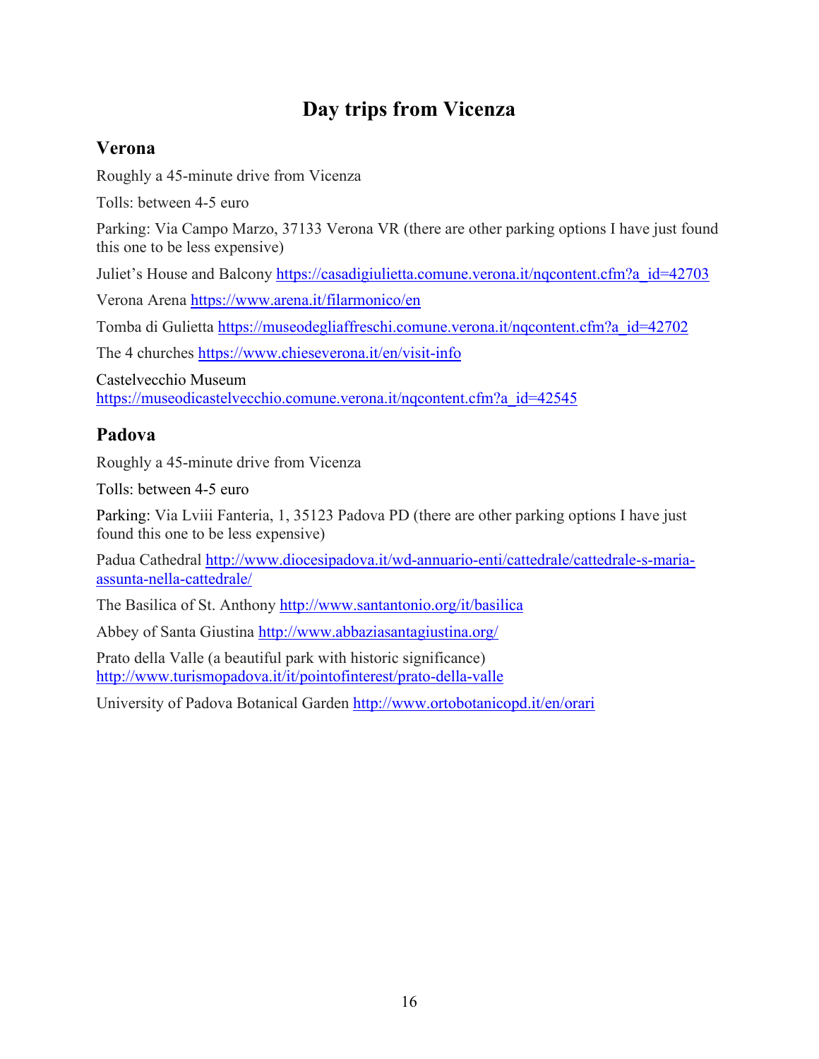# Day trips from Vicenza

## Verona

Roughly a 45-minute drive from Vicenza

Tolls: between 4-5 euro

Parking: Via Campo Marzo, 37133 Verona VR (there are other parking options I have just found this one to be less expensive)

Juliet's House and Balcony https://casadigiulietta.comune.verona.it/nqcontent.cfm?a_id=42703

Verona Arena https://www.arena.it/filarmonico/en

Tomba di Gulietta https://museodegliaffreschi.comune.verona.it/nqcontent.cfm?a_id=42702

The 4 churches https://www.chieseverona.it/en/visit-info

Castelvecchio Museum
https://museodicastelvecchio.comune.verona.it/nqcontent.cfm?a_id=42545

## Padova

Roughly a 45-minute drive from Vicenza

Tolls: between 4-5 euro

Parking: Via Lviii Fanteria, 1, 35123 Padova PD (there are other parking options I have just found this one to be less expensive)

Padua Cathedral http://www.diocesipadova.it/wd-annuario-enti/cattedrale/cattedrale-s-maria-assunta-nella-cattedrale/

The Basilica of St. Anthony http://www.santantonio.org/it/basilica

Abbey of Santa Giustina http://www.abbaziasantagiustina.org/

Prato della Valle (a beautiful park with historic significance)
http://www.turismopadova.it/it/pointofinterest/prato-della-valle

University of Padova Botanical Garden http://www.ortobotanicopd.it/en/orari